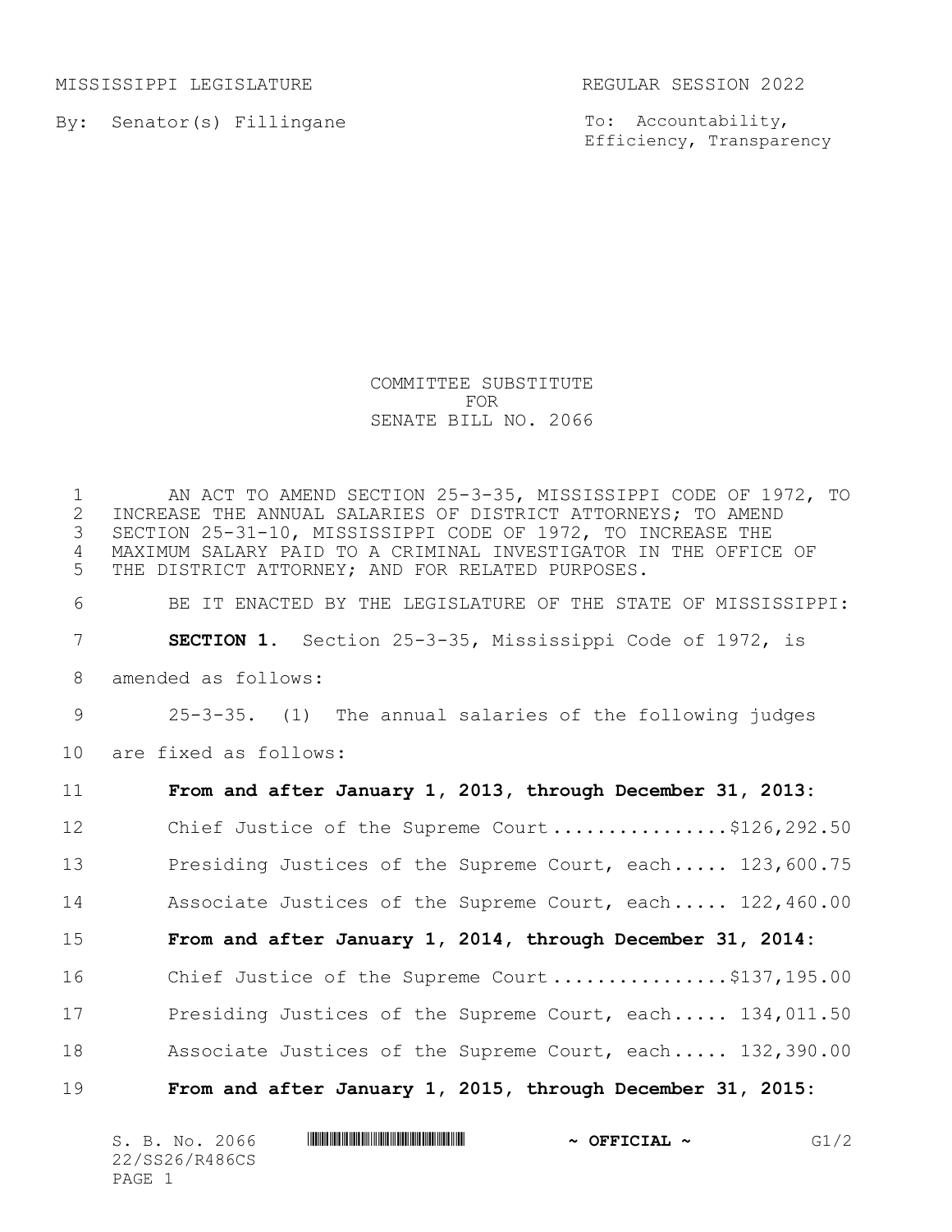MISSISSIPPI LEGISLATURE REGULAR SESSION 2022

By: Senator(s) Fillingane

To: Accountability, Efficiency, Transparency

# COMMITTEE SUBSTITUTE FOR SENATE BILL NO. 2066

AN ACT TO AMEND SECTION 25-3-35, MISSISSIPPI CODE OF 1972, TO INCREASE THE ANNUAL SALARIES OF DISTRICT ATTORNEYS; TO AMEND SECTION 25-31-10, MISSISSIPPI CODE OF 1972, TO INCREASE THE MAXIMUM SALARY PAID TO A CRIMINAL INVESTIGATOR IN THE OFFICE OF THE DISTRICT ATTORNEY; AND FOR RELATED PURPOSES.

BE IT ENACTED BY THE LEGISLATURE OF THE STATE OF MISSISSIPPI:

**SECTION 1.** Section 25-3-35, Mississippi Code of 1972, is amended as follows:

25-3-35. (1) The annual salaries of the following judges are fixed as follows:

**From and after January 1, 2013, through December 31, 2013:**

Chief Justice of the Supreme Court ................$126,292.50

Presiding Justices of the Supreme Court, each..... 123,600.75

Associate Justices of the Supreme Court, each..... 122,460.00

**From and after January 1, 2014, through December 31, 2014:**

Chief Justice of the Supreme Court ................$137,195.00

Presiding Justices of the Supreme Court, each..... 134,011.50

Associate Justices of the Supreme Court, each..... 132,390.00

**From and after January 1, 2015, through December 31, 2015:**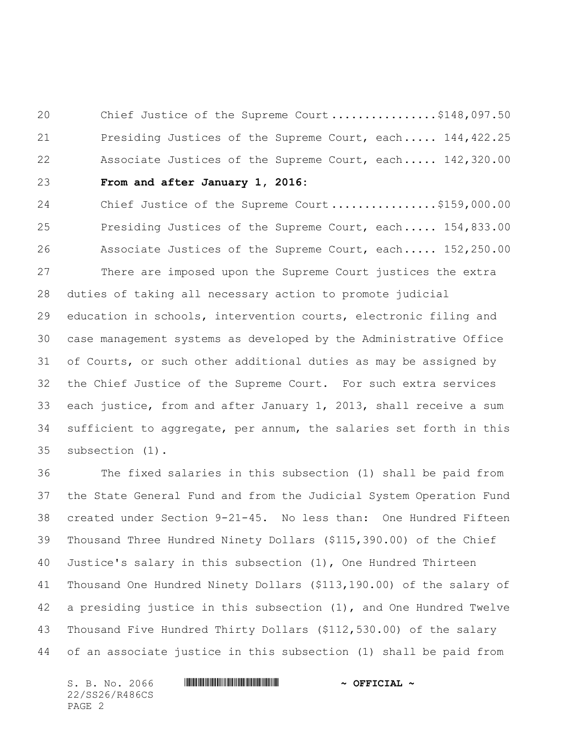Chief Justice of the Supreme Court ................$148,097.50

Presiding Justices of the Supreme Court, each..... 144,422.25

Associate Justices of the Supreme Court, each..... 142,320.00

**From and after January 1, 2016:**

Chief Justice of the Supreme Court ................$159,000.00

Presiding Justices of the Supreme Court, each..... 154,833.00

Associate Justices of the Supreme Court, each..... 152,250.00

There are imposed upon the Supreme Court justices the extra duties of taking all necessary action to promote judicial education in schools, intervention courts, electronic filing and case management systems as developed by the Administrative Office of Courts, or such other additional duties as may be assigned by the Chief Justice of the Supreme Court. For such extra services each justice, from and after January 1, 2013, shall receive a sum sufficient to aggregate, per annum, the salaries set forth in this subsection (1).

The fixed salaries in this subsection (1) shall be paid from the State General Fund and from the Judicial System Operation Fund created under Section 9-21-45. No less than: One Hundred Fifteen Thousand Three Hundred Ninety Dollars ($115,390.00) of the Chief Justice's salary in this subsection (1), One Hundred Thirteen Thousand One Hundred Ninety Dollars ($113,190.00) of the salary of a presiding justice in this subsection (1), and One Hundred Twelve Thousand Five Hundred Thirty Dollars ($112,530.00) of the salary of an associate justice in this subsection (1) shall be paid from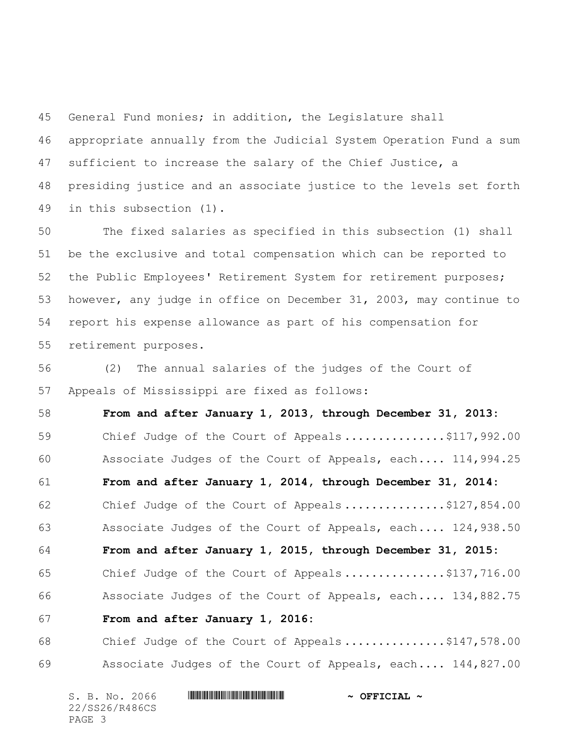General Fund monies; in addition, the Legislature shall appropriate annually from the Judicial System Operation Fund a sum sufficient to increase the salary of the Chief Justice, a presiding justice and an associate justice to the levels set forth in this subsection (1).

The fixed salaries as specified in this subsection (1) shall be the exclusive and total compensation which can be reported to the Public Employees' Retirement System for retirement purposes; however, any judge in office on December 31, 2003, may continue to report his expense allowance as part of his compensation for retirement purposes.

(2) The annual salaries of the judges of the Court of Appeals of Mississippi are fixed as follows:

**From and after January 1, 2013, through December 31, 2013:**

Chief Judge of the Court of Appeals ...............$117,992.00

Associate Judges of the Court of Appeals, each.... 114,994.25

**From and after January 1, 2014, through December 31, 2014:**

Chief Judge of the Court of Appeals ...............$127,854.00

Associate Judges of the Court of Appeals, each.... 124,938.50

**From and after January 1, 2015, through December 31, 2015:**

Chief Judge of the Court of Appeals ...............$137,716.00

Associate Judges of the Court of Appeals, each.... 134,882.75

**From and after January 1, 2016:**

Chief Judge of the Court of Appeals ...............$147,578.00

Associate Judges of the Court of Appeals, each.... 144,827.00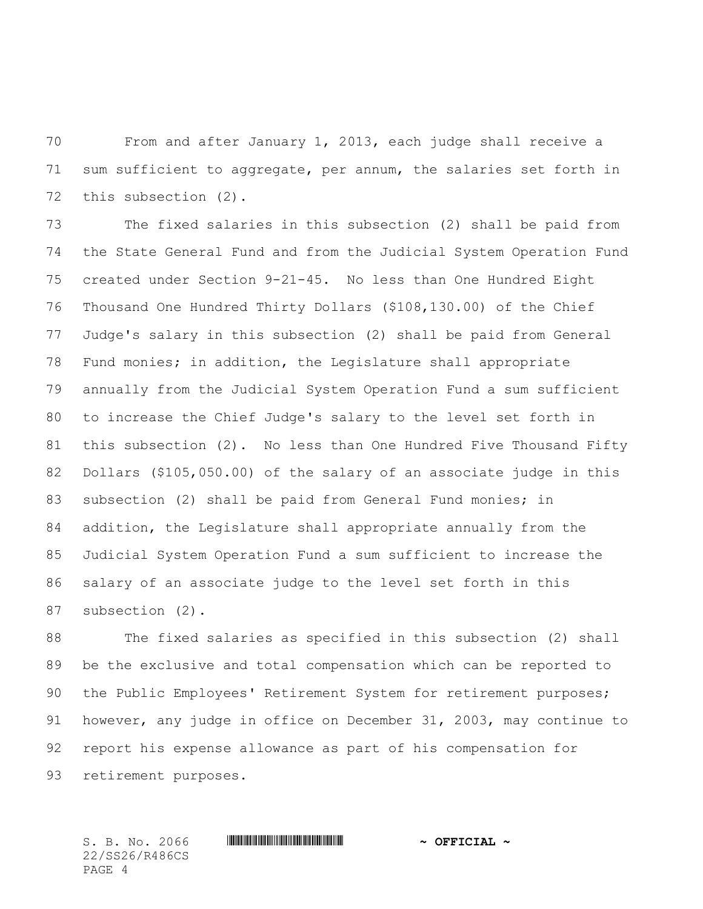From and after January 1, 2013, each judge shall receive a sum sufficient to aggregate, per annum, the salaries set forth in this subsection (2).

The fixed salaries in this subsection (2) shall be paid from the State General Fund and from the Judicial System Operation Fund created under Section 9-21-45. No less than One Hundred Eight Thousand One Hundred Thirty Dollars ($108,130.00) of the Chief Judge's salary in this subsection (2) shall be paid from General Fund monies; in addition, the Legislature shall appropriate annually from the Judicial System Operation Fund a sum sufficient to increase the Chief Judge's salary to the level set forth in this subsection (2). No less than One Hundred Five Thousand Fifty Dollars ($105,050.00) of the salary of an associate judge in this subsection (2) shall be paid from General Fund monies; in addition, the Legislature shall appropriate annually from the Judicial System Operation Fund a sum sufficient to increase the salary of an associate judge to the level set forth in this subsection (2).

The fixed salaries as specified in this subsection (2) shall be the exclusive and total compensation which can be reported to the Public Employees' Retirement System for retirement purposes; however, any judge in office on December 31, 2003, may continue to report his expense allowance as part of his compensation for retirement purposes.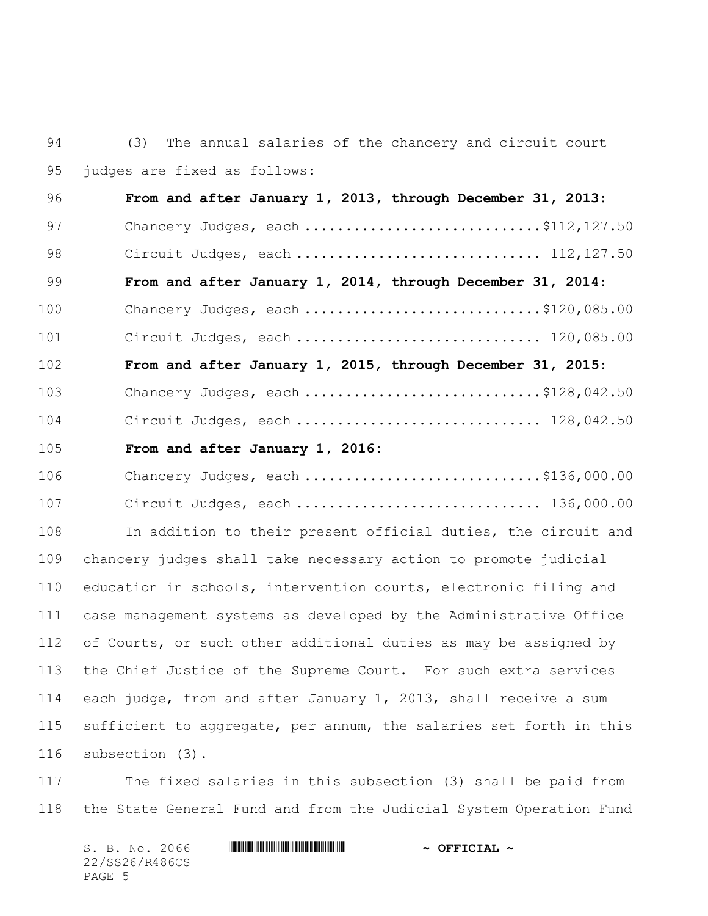(3) The annual salaries of the chancery and circuit court judges are fixed as follows:

**From and after January 1, 2013, through December 31, 2013:**

Chancery Judges, each ............................$112,127.50

Circuit Judges, each ............................ 112,127.50

**From and after January 1, 2014, through December 31, 2014:**

Chancery Judges, each ............................$120,085.00

Circuit Judges, each ............................ 120,085.00

**From and after January 1, 2015, through December 31, 2015:**

Chancery Judges, each ............................$128,042.50

Circuit Judges, each ............................ 128,042.50

**From and after January 1, 2016:**

Chancery Judges, each ............................$136,000.00

Circuit Judges, each ............................ 136,000.00

In addition to their present official duties, the circuit and chancery judges shall take necessary action to promote judicial education in schools, intervention courts, electronic filing and case management systems as developed by the Administrative Office of Courts, or such other additional duties as may be assigned by the Chief Justice of the Supreme Court. For such extra services each judge, from and after January 1, 2013, shall receive a sum sufficient to aggregate, per annum, the salaries set forth in this subsection (3).

The fixed salaries in this subsection (3) shall be paid from the State General Fund and from the Judicial System Operation Fund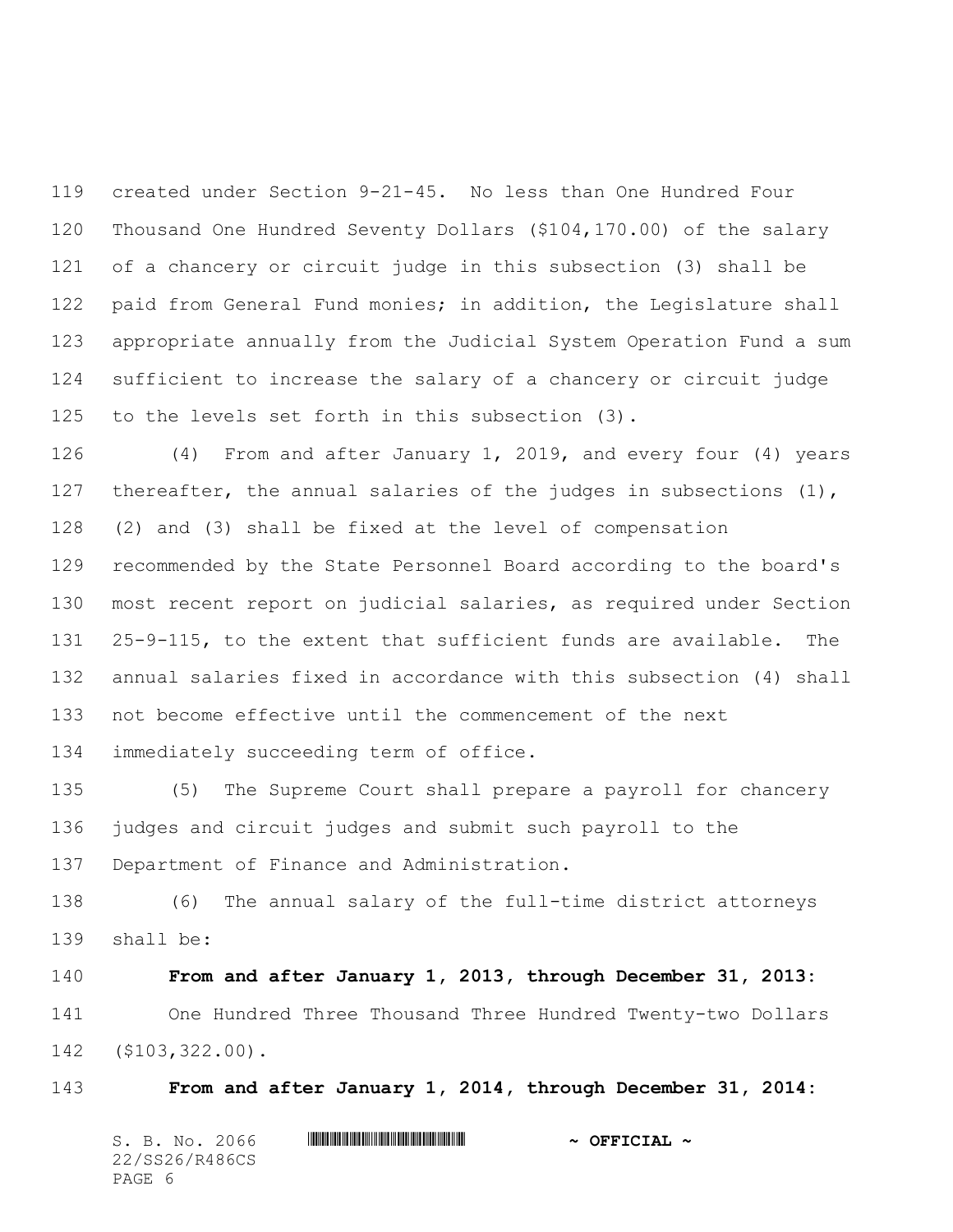created under Section 9-21-45. No less than One Hundred Four Thousand One Hundred Seventy Dollars ($104,170.00) of the salary of a chancery or circuit judge in this subsection (3) shall be paid from General Fund monies; in addition, the Legislature shall appropriate annually from the Judicial System Operation Fund a sum sufficient to increase the salary of a chancery or circuit judge to the levels set forth in this subsection (3).

(4) From and after January 1, 2019, and every four (4) years thereafter, the annual salaries of the judges in subsections (1), (2) and (3) shall be fixed at the level of compensation recommended by the State Personnel Board according to the board's most recent report on judicial salaries, as required under Section 25-9-115, to the extent that sufficient funds are available. The annual salaries fixed in accordance with this subsection (4) shall not become effective until the commencement of the next immediately succeeding term of office.

(5) The Supreme Court shall prepare a payroll for chancery judges and circuit judges and submit such payroll to the Department of Finance and Administration.

(6) The annual salary of the full-time district attorneys shall be:

**From and after January 1, 2013, through December 31, 2013:**

One Hundred Three Thousand Three Hundred Twenty-two Dollars ($103,322.00).

**From and after January 1, 2014, through December 31, 2014:**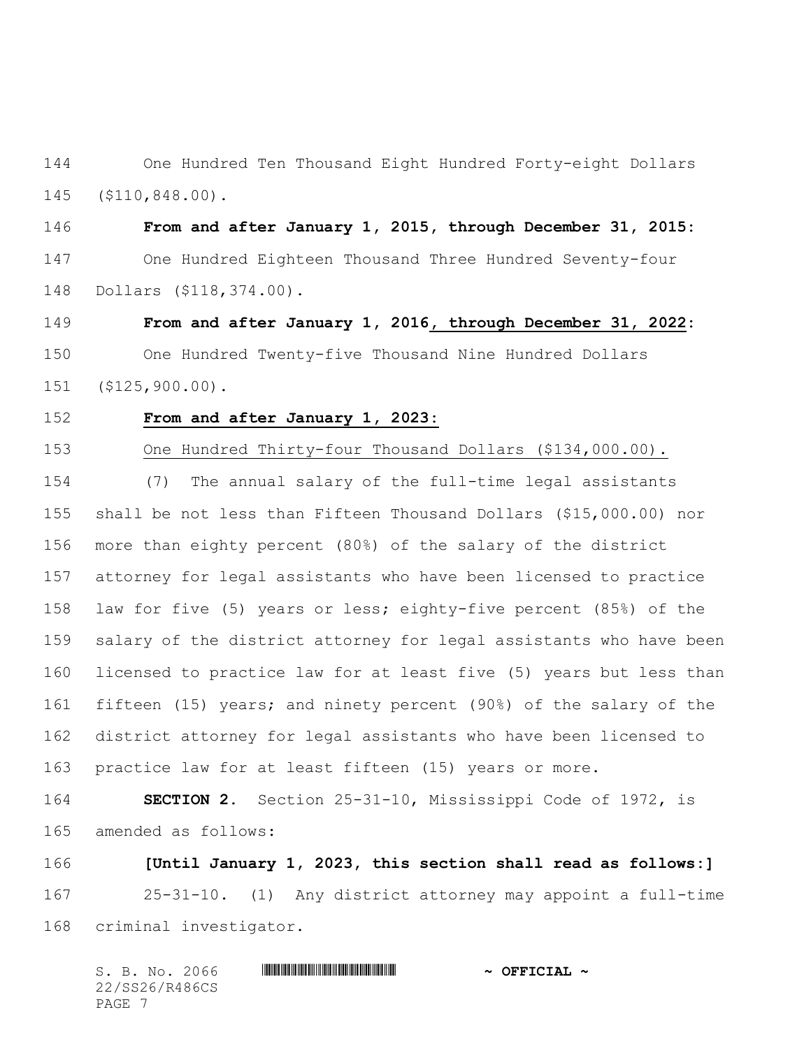One Hundred Ten Thousand Eight Hundred Forty-eight Dollars ($110,848.00).

**From and after January 1, 2015, through December 31, 2015:**

One Hundred Eighteen Thousand Three Hundred Seventy-four Dollars ($118,374.00).

**From and after January 1, 2016, through December 31, 2022:**

One Hundred Twenty-five Thousand Nine Hundred Dollars ($125,900.00).

**From and after January 1, 2023:**

One Hundred Thirty-four Thousand Dollars ($134,000.00).

(7) The annual salary of the full-time legal assistants shall be not less than Fifteen Thousand Dollars ($15,000.00) nor more than eighty percent (80%) of the salary of the district attorney for legal assistants who have been licensed to practice law for five (5) years or less; eighty-five percent (85%) of the salary of the district attorney for legal assistants who have been licensed to practice law for at least five (5) years but less than fifteen (15) years; and ninety percent (90%) of the salary of the district attorney for legal assistants who have been licensed to practice law for at least fifteen (15) years or more.

**SECTION 2.** Section 25-31-10, Mississippi Code of 1972, is amended as follows:

**[Until January 1, 2023, this section shall read as follows:]**

25-31-10. (1) Any district attorney may appoint a full-time criminal investigator.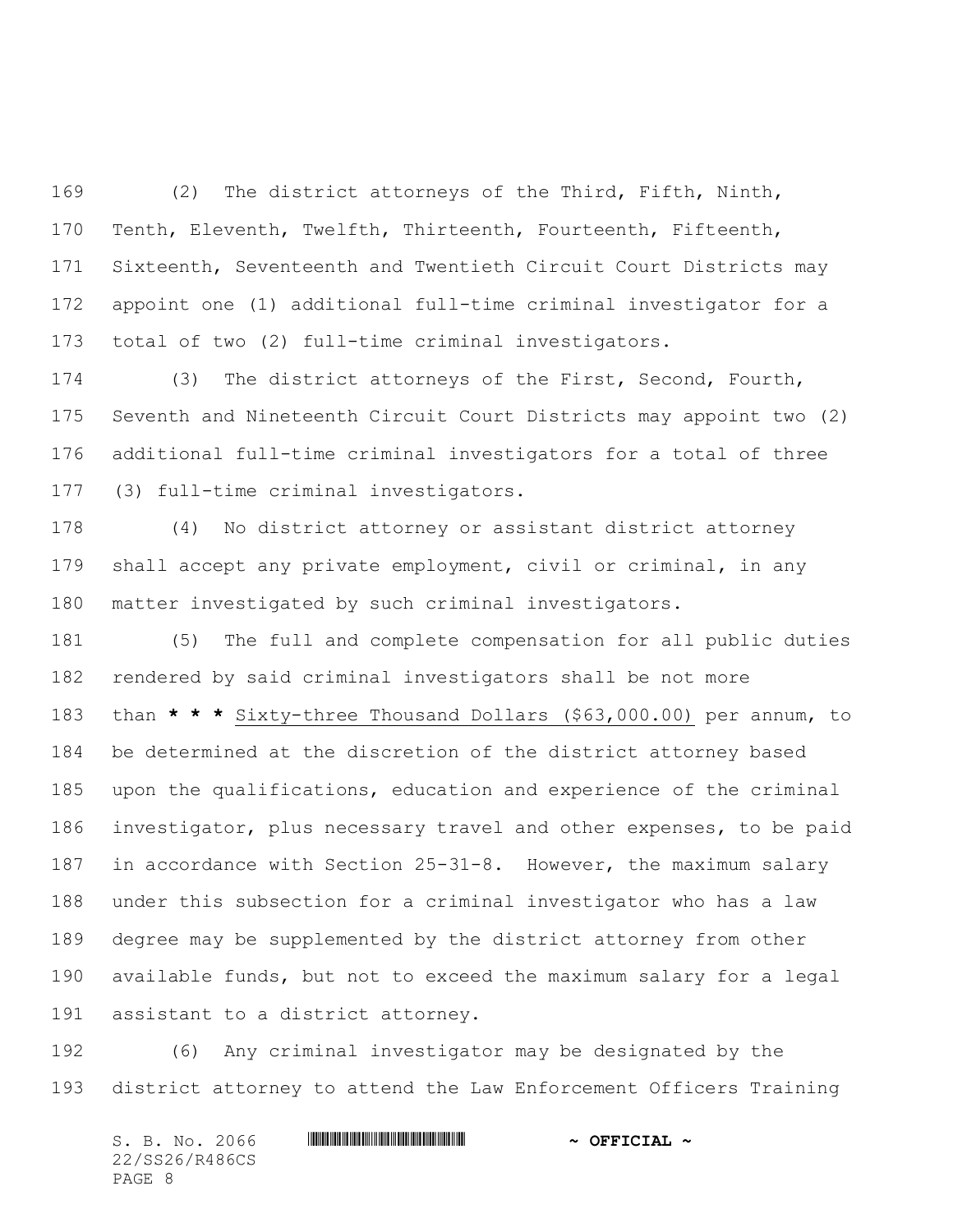(2) The district attorneys of the Third, Fifth, Ninth, Tenth, Eleventh, Twelfth, Thirteenth, Fourteenth, Fifteenth, Sixteenth, Seventeenth and Twentieth Circuit Court Districts may appoint one (1) additional full-time criminal investigator for a total of two (2) full-time criminal investigators.

(3) The district attorneys of the First, Second, Fourth, Seventh and Nineteenth Circuit Court Districts may appoint two (2) additional full-time criminal investigators for a total of three (3) full-time criminal investigators.

(4) No district attorney or assistant district attorney shall accept any private employment, civil or criminal, in any matter investigated by such criminal investigators.

(5) The full and complete compensation for all public duties rendered by said criminal investigators shall be not more than **\* \* \*** <u>Sixty-three Thousand Dollars ($63,000.00)</u> per annum, to be determined at the discretion of the district attorney based upon the qualifications, education and experience of the criminal investigator, plus necessary travel and other expenses, to be paid in accordance with Section 25-31-8. However, the maximum salary under this subsection for a criminal investigator who has a law degree may be supplemented by the district attorney from other available funds, but not to exceed the maximum salary for a legal assistant to a district attorney.

(6) Any criminal investigator may be designated by the district attorney to attend the Law Enforcement Officers Training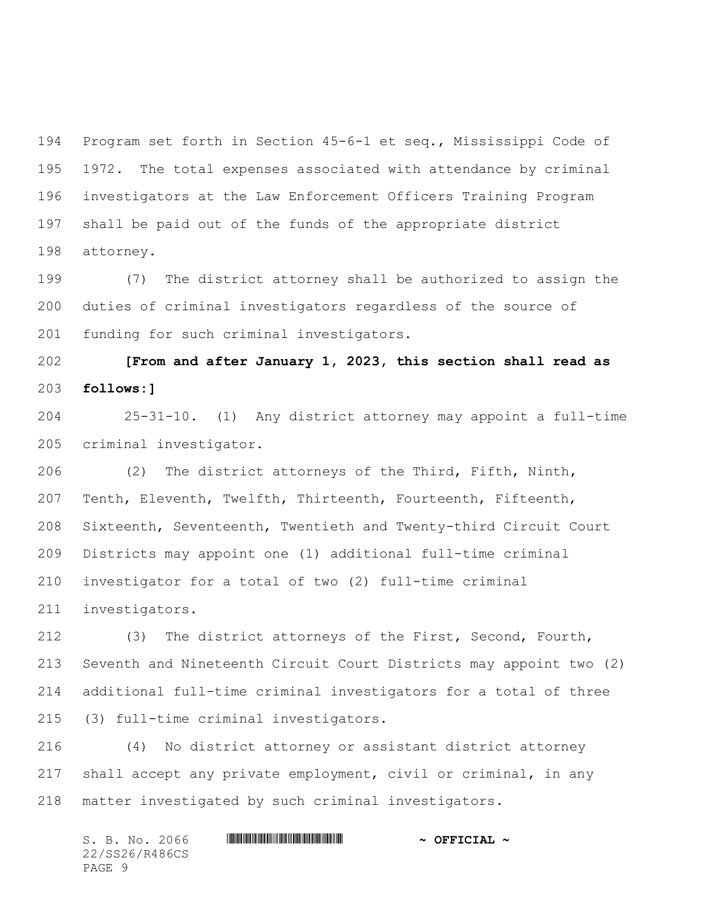Program set forth in Section 45-6-1 et seq., Mississippi Code of 1972. The total expenses associated with attendance by criminal investigators at the Law Enforcement Officers Training Program shall be paid out of the funds of the appropriate district attorney.

(7) The district attorney shall be authorized to assign the duties of criminal investigators regardless of the source of funding for such criminal investigators.

**[From and after January 1, 2023, this section shall read as follows:]**

25-31-10. (1) Any district attorney may appoint a full-time criminal investigator.

(2) The district attorneys of the Third, Fifth, Ninth, Tenth, Eleventh, Twelfth, Thirteenth, Fourteenth, Fifteenth, Sixteenth, Seventeenth, Twentieth and Twenty-third Circuit Court Districts may appoint one (1) additional full-time criminal investigator for a total of two (2) full-time criminal investigators.

(3) The district attorneys of the First, Second, Fourth, Seventh and Nineteenth Circuit Court Districts may appoint two (2) additional full-time criminal investigators for a total of three (3) full-time criminal investigators.

(4) No district attorney or assistant district attorney shall accept any private employment, civil or criminal, in any matter investigated by such criminal investigators.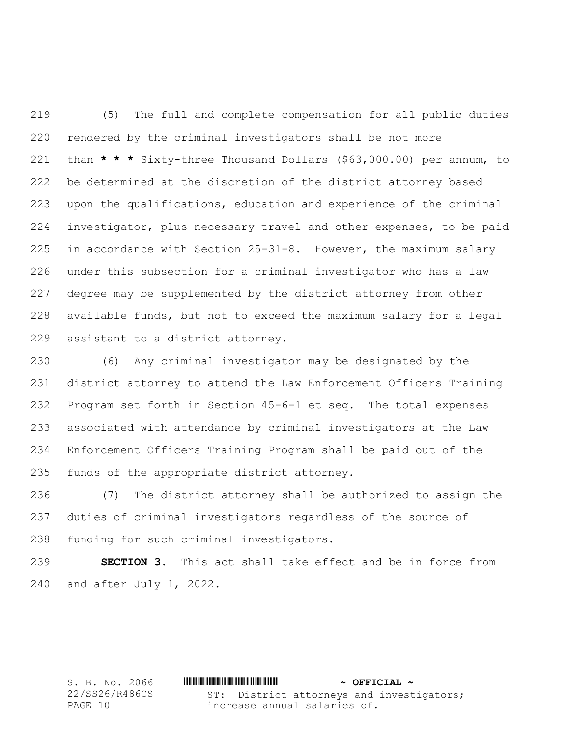(5) The full and complete compensation for all public duties rendered by the criminal investigators shall be not more than * * * Sixty-three Thousand Dollars ($63,000.00) per annum, to be determined at the discretion of the district attorney based upon the qualifications, education and experience of the criminal investigator, plus necessary travel and other expenses, to be paid in accordance with Section 25-31-8. However, the maximum salary under this subsection for a criminal investigator who has a law degree may be supplemented by the district attorney from other available funds, but not to exceed the maximum salary for a legal assistant to a district attorney.

(6) Any criminal investigator may be designated by the district attorney to attend the Law Enforcement Officers Training Program set forth in Section 45-6-1 et seq. The total expenses associated with attendance by criminal investigators at the Law Enforcement Officers Training Program shall be paid out of the funds of the appropriate district attorney.

(7) The district attorney shall be authorized to assign the duties of criminal investigators regardless of the source of funding for such criminal investigators.

**SECTION 3.** This act shall take effect and be in force from and after July 1, 2022.

ST: District attorneys and investigators; increase annual salaries of.